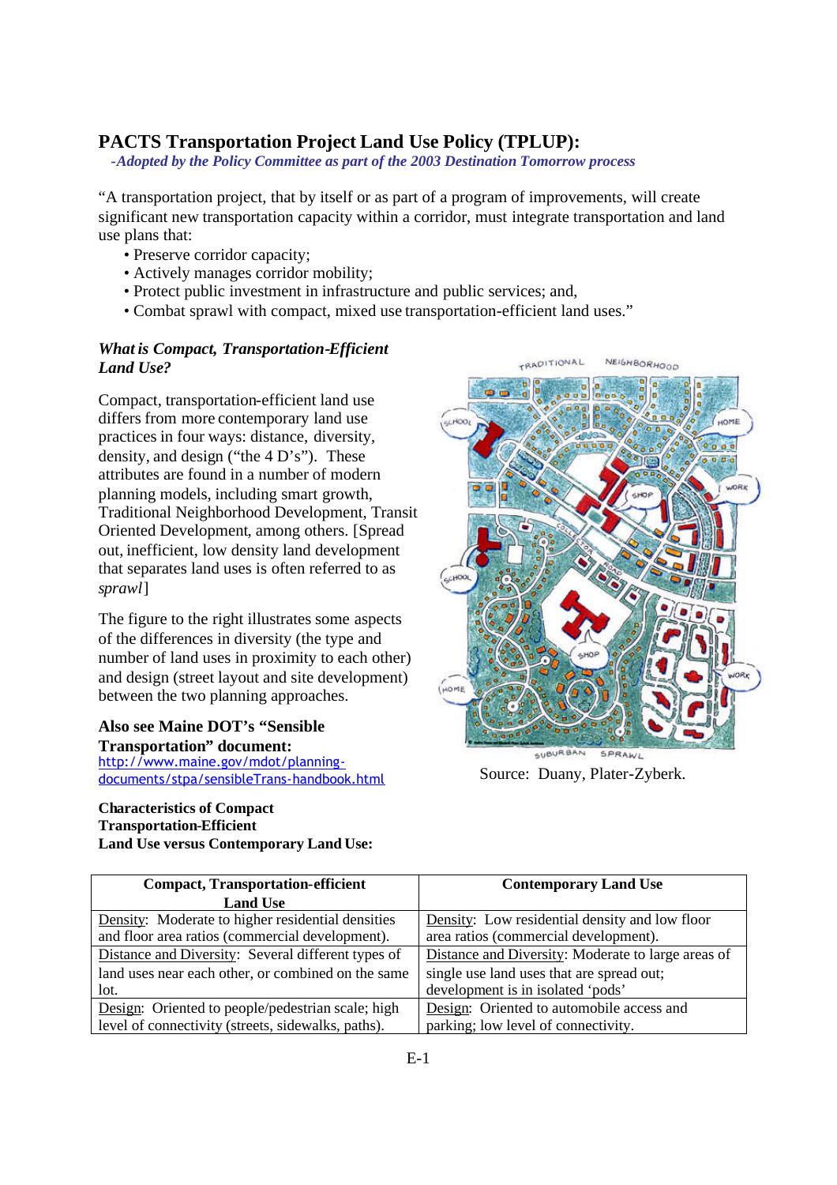## PACTS Transportation Project Land Use Policy (TPLUP):

*-Adopted by the Policy Committee as part of the 2003 Destination Tomorrow process*

"A transportation project, that by itself or as part of a program of improvements, will create significant new transportation capacity within a corridor, must integrate transportation and land use plans that:

- Preserve corridor capacity;
- Actively manages corridor mobility;
- Protect public investment in infrastructure and public services; and,
- Combat sprawl with compact, mixed use transportation-efficient land uses."

### *What is Compact, Transportation-Efficient Land Use?*

Compact, transportation-efficient land use differs from more contemporary land use practices in four ways: distance, diversity, density, and design ("the 4 D's"). These attributes are found in a number of modern planning models, including smart growth, Traditional Neighborhood Development, Transit Oriented Development, among others. [Spread out, inefficient, low density land development that separates land uses is often referred to as *sprawl*]

The figure to the right illustrates some aspects of the differences in diversity (the type and number of land uses in proximity to each other) and design (street layout and site development) between the two planning approaches.

Source: Duany, Plater-Zyberk.

**Also see Maine DOT's "Sensible Transportation" document:**
http://www.maine.gov/mdot/planning-documents/stpa/sensibleTrans-handbook.html

**Characteristics of Compact Transportation-Efficient Land Use versus Contemporary Land Use:**

| Compact, Transportation-efficient Land Use | Contemporary Land Use |
|---|---|
| Density: Moderate to higher residential densities and floor area ratios (commercial development). | Density: Low residential density and low floor area ratios (commercial development). |
| Distance and Diversity: Several different types of land uses near each other, or combined on the same lot. | Distance and Diversity: Moderate to large areas of single use land uses that are spread out; development is in isolated 'pods' |
| Design: Oriented to people/pedestrian scale; high level of connectivity (streets, sidewalks, paths). | Design: Oriented to automobile access and parking; low level of connectivity. |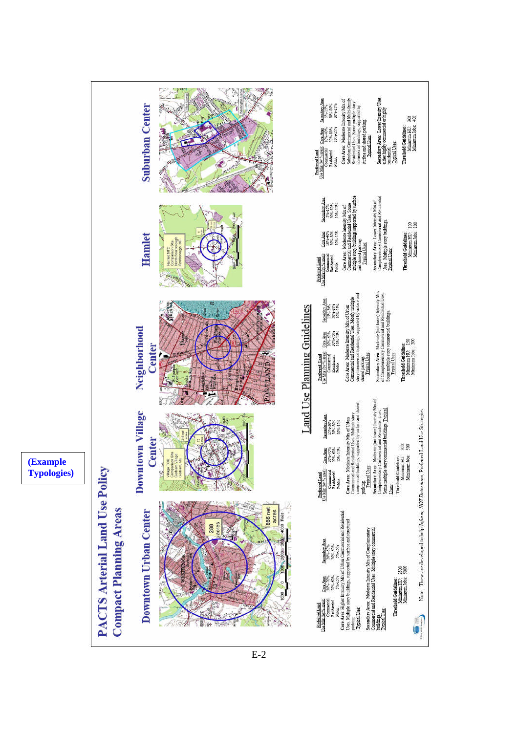**(Example Typologies)**

# PACTS Arterial Land Use Policy
## Compact Planning Areas

# Land Use Planning Guidelines

## Downtown Urban Center

WESTBROOK

288 acres

866 net acres

1000 0 1000 2000 3000 4000 Feet

| Preferred Land Use Mix (by % area) | Core Area | Secondary Area |
|---|---|---|
| Commercial | 35%-75% | 20%-60% |
| Residential | 20%-60% | 20%-60% |
| Public | 5%-15% | 5%-15% |

**Core Area:** Higher Intensity Mix of Urban Commercial and Residential Uses. Multiple story buildings, supported by surface and structured parking.

Typical Uses:

**Secondary Area:** Moderate Intensity Mix of Complementary Commercial and Residential Uses. Multiple story commercial buildings.

Typical Uses:

**Threshold Guidelines:**
Minimum HU: 2500
Minimum Jobs: 5000

## Downtown Village Center

Village TOD Comparison Site Gorham Village Gorham, ME

216 net acres

72 acres

2000 0 2000 Feet

| Preferred Land Use Mix (by % area) | Core Area | Secondary Area |
|---|---|---|
| Commercial | 30%-70% | 15%-30% |
| Residential | 20%-60% | 55%-80% |
| Public | 10%-15% | 10%-15% |

**Core Area:** Moderate Intensity Mix of Urban Commercial and Residential Uses. Multiple story commercial buildings, supported by surface and shared parking.

Typical Uses:

**Secondary Area:** Moderate (but lower) Intensity Mix of Complementary Commercial and Residential Uses. Some multiple story commercial buildings. Typical Uses:

**Threshold Guidelines:**
Minimum HU: 500
Minimum Jobs: 500

## Neighborhood Center

PORTLAND

| Preferred Land Use Mix (by % area) | Core Area | Secondary Area |
|---|---|---|
| Commercial | 20%-60% | 15%-30% |
| Residential | 30%-70% | 55%-80% |
| Public | 10%-15% | 10%-15% |

**Core Area:** Moderate Intensity Mix of Urban Commercial and Residential Uses. Mostly multiple story commercial buildings, supported by surface and shared parking.

Typical Uses:

**Secondary Area:** Moderate (but lower) Intensity Mix of Complementary Commercial and Residential Uses. Some multiple story commercial buildings.

Typical Uses:

**Threshold Guidelines:**
Minimum HU: 150
Minimum Jobs: 200

## Hamlet

Hamlet MTD Comparison Site North Scarborough Scarborough, ME

| Preferred Land Use Mix (by % area) | Core Area | Secondary Area |
|---|---|---|
| Commercial | 10%-40% | 5%-15% |
| Residential | 50%-80% | 50%-80% |
| Public | 10%-15% | 10%-15% |

**Core Area:** Moderate Intensity Mix of Commercial and Residential Uses. Some multiple story buildings supported by surface and shared parking.

Typical Uses:

**Secondary Area:** Lower Intensity Mix of Complementary Commercial and Residential Uses. Multiple story buildings.

Typical Uses:

**Threshold Guidelines:**
Minimum HU: 100
Minimum Jobs: 100

## Suburban Center

| Preferred Land Use Mix (by % area) | Core Area | Secondary Area |
|---|---|---|
| Commercial | 10%-40% | 5%-15% |
| Residential | 50%-80% | 50%-80% |
| Public | 10%-15% | 10%-15% |

**Core Area:** Moderate Intensity Mix of Suburban Commercial and Multi-family Residential Uses. Some multiple story commercial buildings, supported by surface and shared parking.

Typical Uses:

**Secondary Area:** Lower Intensity Uses either highly commercial or highly residential.

Typical Uses:

**Threshold Guidelines:**
Minimum HU: 300
Minimum Jobs: 400

Note: These are developed to help *Inform*, *NOT Determine*, Preferred Land Use Strategies.